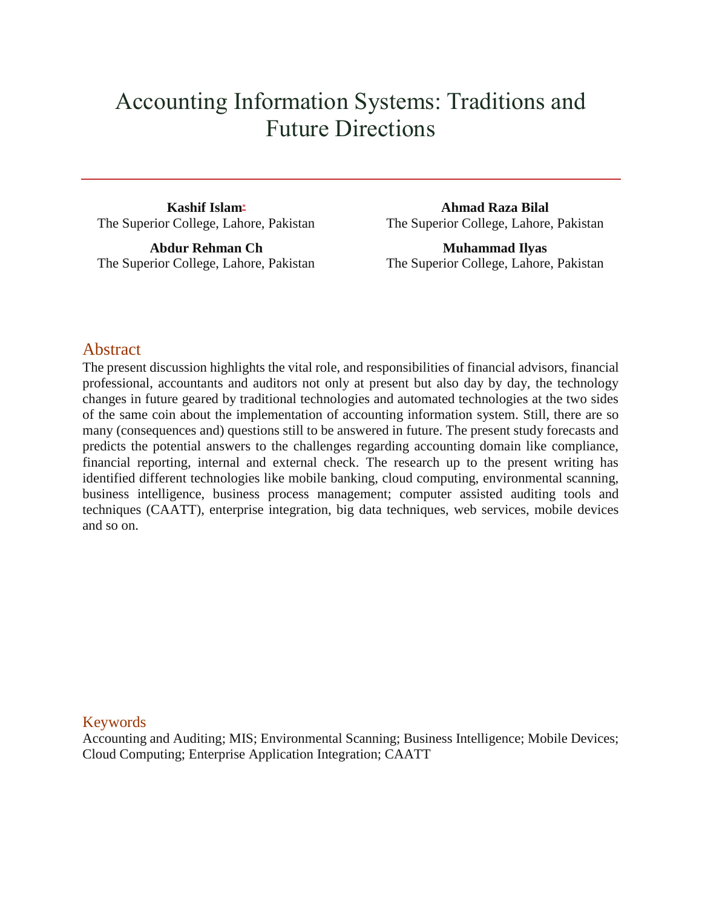# Accounting Information Systems: Traditions and Future Directions

**Kashif Islam**[*]
The Superior College, Lahore, Pakistan

**Ahmad Raza Bilal**
The Superior College, Lahore, Pakistan

**Abdur Rehman Ch**
The Superior College, Lahore, Pakistan

**Muhammad Ilyas**
The Superior College, Lahore, Pakistan

## Abstract

The present discussion highlights the vital role, and responsibilities of financial advisors, financial professional, accountants and auditors not only at present but also day by day, the technology changes in future geared by traditional technologies and automated technologies at the two sides of the same coin about the implementation of accounting information system. Still, there are so many (consequences and) questions still to be answered in future. The present study forecasts and predicts the potential answers to the challenges regarding accounting domain like compliance, financial reporting, internal and external check. The research up to the present writing has identified different technologies like mobile banking, cloud computing, environmental scanning, business intelligence, business process management; computer assisted auditing tools and techniques (CAATT), enterprise integration, big data techniques, web services, mobile devices and so on.

## Keywords

Accounting and Auditing; MIS; Environmental Scanning; Business Intelligence; Mobile Devices; Cloud Computing; Enterprise Application Integration; CAATT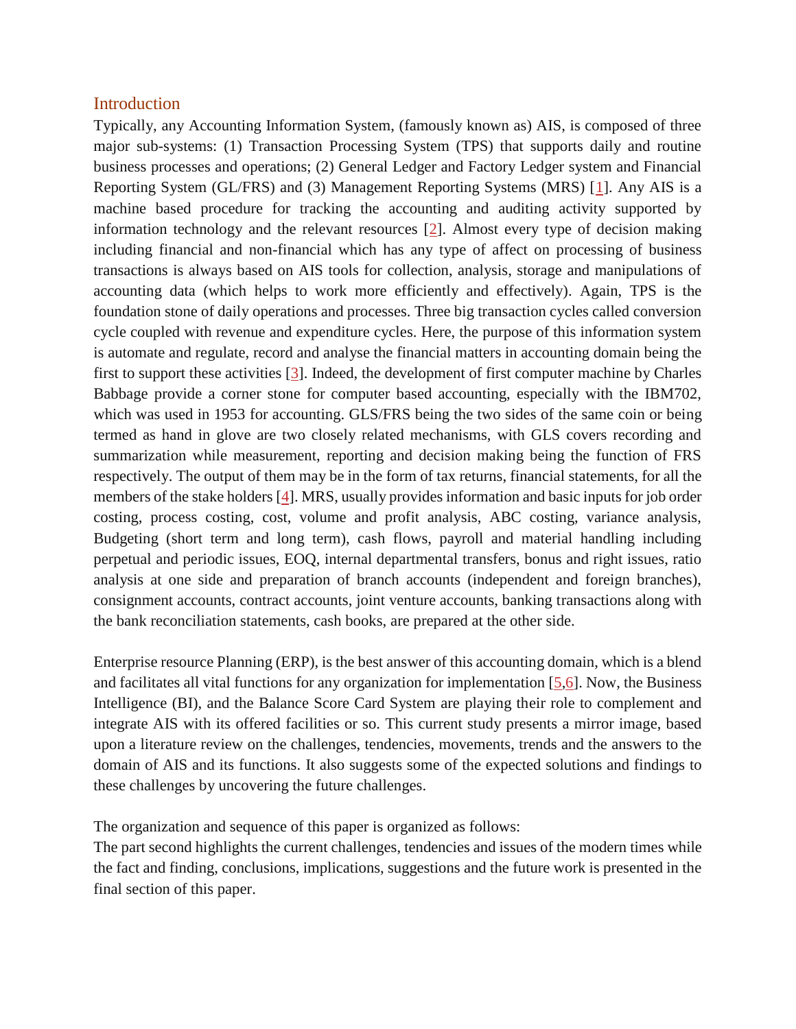## Introduction

Typically, any Accounting Information System, (famously known as) AIS, is composed of three major sub-systems: (1) Transaction Processing System (TPS) that supports daily and routine business processes and operations; (2) General Ledger and Factory Ledger system and Financial Reporting System (GL/FRS) and (3) Management Reporting Systems (MRS) [1]. Any AIS is a machine based procedure for tracking the accounting and auditing activity supported by information technology and the relevant resources [2]. Almost every type of decision making including financial and non-financial which has any type of affect on processing of business transactions is always based on AIS tools for collection, analysis, storage and manipulations of accounting data (which helps to work more efficiently and effectively). Again, TPS is the foundation stone of daily operations and processes. Three big transaction cycles called conversion cycle coupled with revenue and expenditure cycles. Here, the purpose of this information system is automate and regulate, record and analyse the financial matters in accounting domain being the first to support these activities [3]. Indeed, the development of first computer machine by Charles Babbage provide a corner stone for computer based accounting, especially with the IBM702, which was used in 1953 for accounting. GLS/FRS being the two sides of the same coin or being termed as hand in glove are two closely related mechanisms, with GLS covers recording and summarization while measurement, reporting and decision making being the function of FRS respectively. The output of them may be in the form of tax returns, financial statements, for all the members of the stake holders [4]. MRS, usually provides information and basic inputs for job order costing, process costing, cost, volume and profit analysis, ABC costing, variance analysis, Budgeting (short term and long term), cash flows, payroll and material handling including perpetual and periodic issues, EOQ, internal departmental transfers, bonus and right issues, ratio analysis at one side and preparation of branch accounts (independent and foreign branches), consignment accounts, contract accounts, joint venture accounts, banking transactions along with the bank reconciliation statements, cash books, are prepared at the other side.

Enterprise resource Planning (ERP), is the best answer of this accounting domain, which is a blend and facilitates all vital functions for any organization for implementation [5,6]. Now, the Business Intelligence (BI), and the Balance Score Card System are playing their role to complement and integrate AIS with its offered facilities or so. This current study presents a mirror image, based upon a literature review on the challenges, tendencies, movements, trends and the answers to the domain of AIS and its functions. It also suggests some of the expected solutions and findings to these challenges by uncovering the future challenges.

The organization and sequence of this paper is organized as follows:
The part second highlights the current challenges, tendencies and issues of the modern times while the fact and finding, conclusions, implications, suggestions and the future work is presented in the final section of this paper.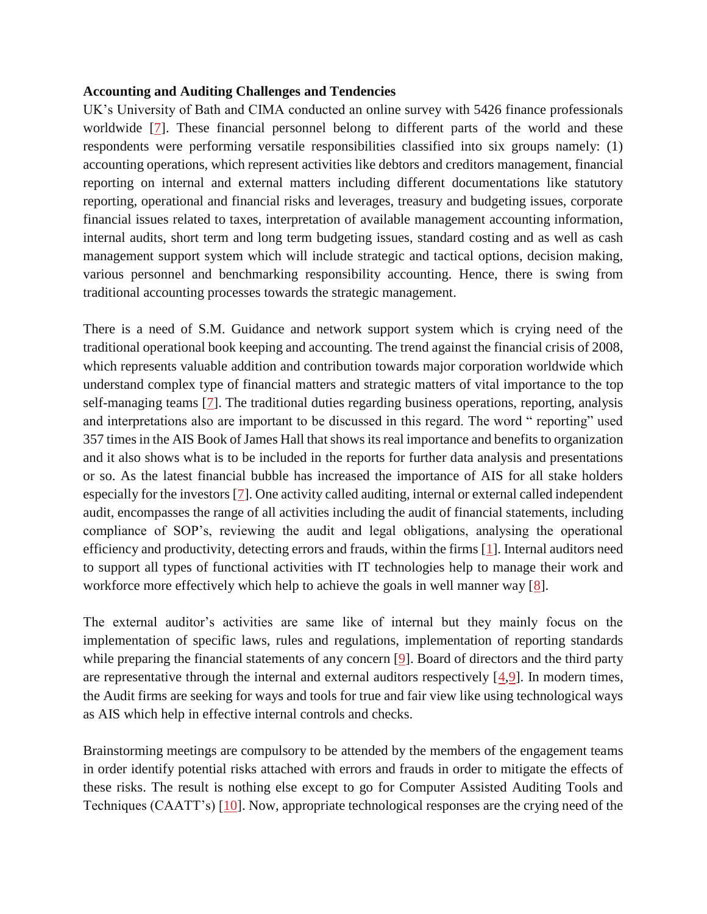**Accounting and Auditing Challenges and Tendencies**

UK's University of Bath and CIMA conducted an online survey with 5426 finance professionals worldwide [7]. These financial personnel belong to different parts of the world and these respondents were performing versatile responsibilities classified into six groups namely: (1) accounting operations, which represent activities like debtors and creditors management, financial reporting on internal and external matters including different documentations like statutory reporting, operational and financial risks and leverages, treasury and budgeting issues, corporate financial issues related to taxes, interpretation of available management accounting information, internal audits, short term and long term budgeting issues, standard costing and as well as cash management support system which will include strategic and tactical options, decision making, various personnel and benchmarking responsibility accounting. Hence, there is swing from traditional accounting processes towards the strategic management.

There is a need of S.M. Guidance and network support system which is crying need of the traditional operational book keeping and accounting. The trend against the financial crisis of 2008, which represents valuable addition and contribution towards major corporation worldwide which understand complex type of financial matters and strategic matters of vital importance to the top self-managing teams [7]. The traditional duties regarding business operations, reporting, analysis and interpretations also are important to be discussed in this regard. The word " reporting" used 357 times in the AIS Book of James Hall that shows its real importance and benefits to organization and it also shows what is to be included in the reports for further data analysis and presentations or so. As the latest financial bubble has increased the importance of AIS for all stake holders especially for the investors [7]. One activity called auditing, internal or external called independent audit, encompasses the range of all activities including the audit of financial statements, including compliance of SOP's, reviewing the audit and legal obligations, analysing the operational efficiency and productivity, detecting errors and frauds, within the firms [1]. Internal auditors need to support all types of functional activities with IT technologies help to manage their work and workforce more effectively which help to achieve the goals in well manner way [8].

The external auditor's activities are same like of internal but they mainly focus on the implementation of specific laws, rules and regulations, implementation of reporting standards while preparing the financial statements of any concern [9]. Board of directors and the third party are representative through the internal and external auditors respectively [4,9]. In modern times, the Audit firms are seeking for ways and tools for true and fair view like using technological ways as AIS which help in effective internal controls and checks.

Brainstorming meetings are compulsory to be attended by the members of the engagement teams in order identify potential risks attached with errors and frauds in order to mitigate the effects of these risks. The result is nothing else except to go for Computer Assisted Auditing Tools and Techniques (CAATT's) [10]. Now, appropriate technological responses are the crying need of the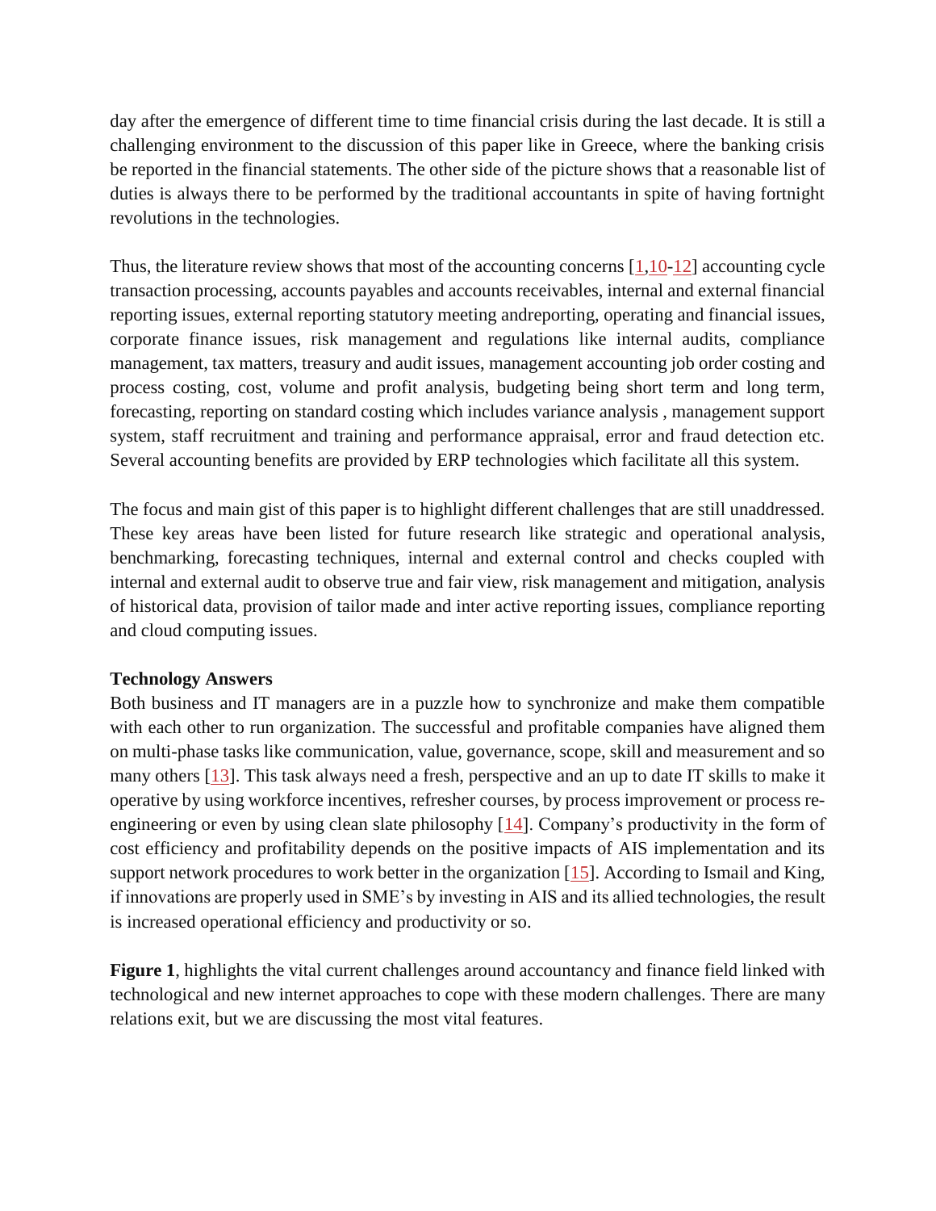day after the emergence of different time to time financial crisis during the last decade. It is still a challenging environment to the discussion of this paper like in Greece, where the banking crisis be reported in the financial statements. The other side of the picture shows that a reasonable list of duties is always there to be performed by the traditional accountants in spite of having fortnight revolutions in the technologies.

Thus, the literature review shows that most of the accounting concerns [1,10-12] accounting cycle transaction processing, accounts payables and accounts receivables, internal and external financial reporting issues, external reporting statutory meeting andreporting, operating and financial issues, corporate finance issues, risk management and regulations like internal audits, compliance management, tax matters, treasury and audit issues, management accounting job order costing and process costing, cost, volume and profit analysis, budgeting being short term and long term, forecasting, reporting on standard costing which includes variance analysis , management support system, staff recruitment and training and performance appraisal, error and fraud detection etc. Several accounting benefits are provided by ERP technologies which facilitate all this system.

The focus and main gist of this paper is to highlight different challenges that are still unaddressed. These key areas have been listed for future research like strategic and operational analysis, benchmarking, forecasting techniques, internal and external control and checks coupled with internal and external audit to observe true and fair view, risk management and mitigation, analysis of historical data, provision of tailor made and inter active reporting issues, compliance reporting and cloud computing issues.

**Technology Answers**

Both business and IT managers are in a puzzle how to synchronize and make them compatible with each other to run organization. The successful and profitable companies have aligned them on multi-phase tasks like communication, value, governance, scope, skill and measurement and so many others [13]. This task always need a fresh, perspective and an up to date IT skills to make it operative by using workforce incentives, refresher courses, by process improvement or process re-engineering or even by using clean slate philosophy [14]. Company's productivity in the form of cost efficiency and profitability depends on the positive impacts of AIS implementation and its support network procedures to work better in the organization [15]. According to Ismail and King, if innovations are properly used in SME's by investing in AIS and its allied technologies, the result is increased operational efficiency and productivity or so.

**Figure 1**, highlights the vital current challenges around accountancy and finance field linked with technological and new internet approaches to cope with these modern challenges. There are many relations exit, but we are discussing the most vital features.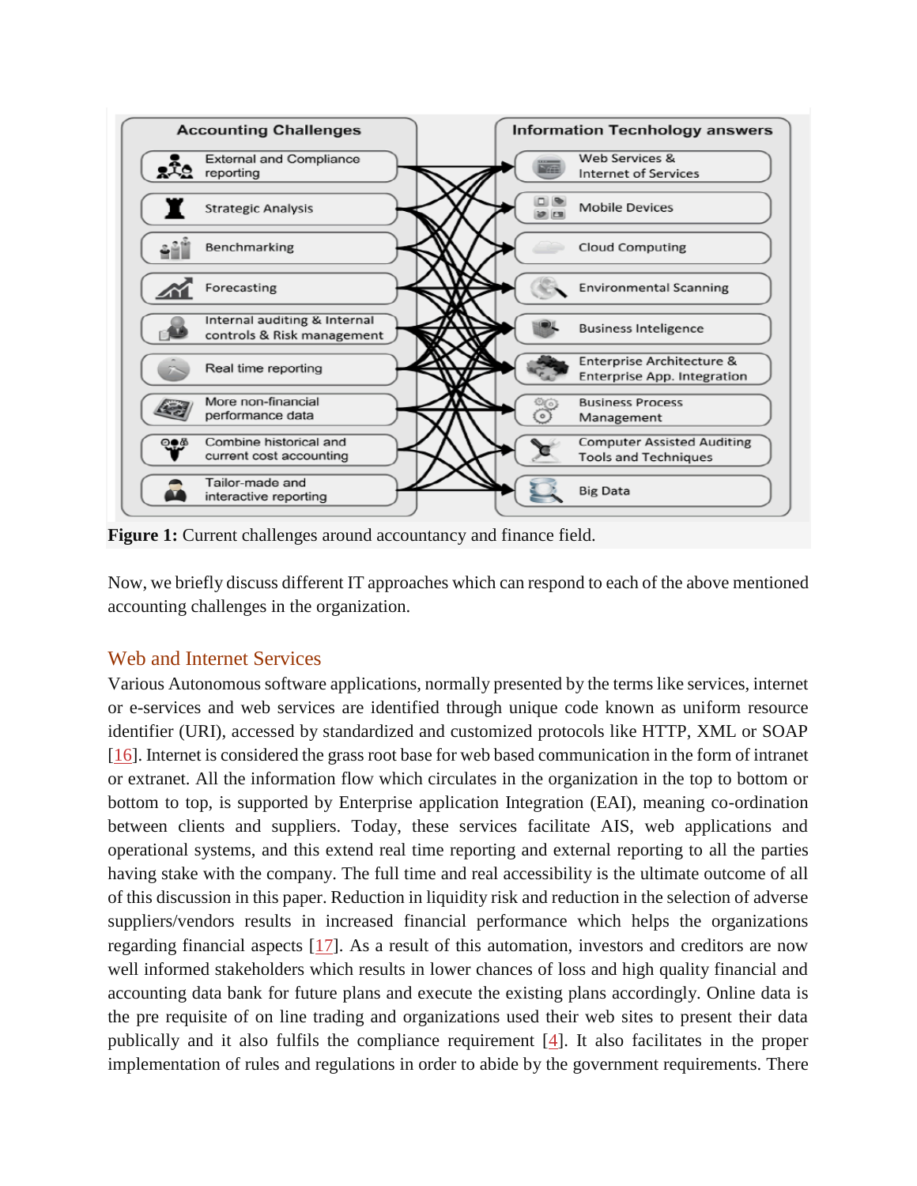**Figure 1:** Current challenges around accountancy and finance field.

Now, we briefly discuss different IT approaches which can respond to each of the above mentioned accounting challenges in the organization.

## Web and Internet Services

Various Autonomous software applications, normally presented by the terms like services, internet or e-services and web services are identified through unique code known as uniform resource identifier (URI), accessed by standardized and customized protocols like HTTP, XML or SOAP [16]. Internet is considered the grass root base for web based communication in the form of intranet or extranet. All the information flow which circulates in the organization in the top to bottom or bottom to top, is supported by Enterprise application Integration (EAI), meaning co-ordination between clients and suppliers. Today, these services facilitate AIS, web applications and operational systems, and this extend real time reporting and external reporting to all the parties having stake with the company. The full time and real accessibility is the ultimate outcome of all of this discussion in this paper. Reduction in liquidity risk and reduction in the selection of adverse suppliers/vendors results in increased financial performance which helps the organizations regarding financial aspects [17]. As a result of this automation, investors and creditors are now well informed stakeholders which results in lower chances of loss and high quality financial and accounting data bank for future plans and execute the existing plans accordingly. Online data is the pre requisite of on line trading and organizations used their web sites to present their data publically and it also fulfils the compliance requirement [4]. It also facilitates in the proper implementation of rules and regulations in order to abide by the government requirements. There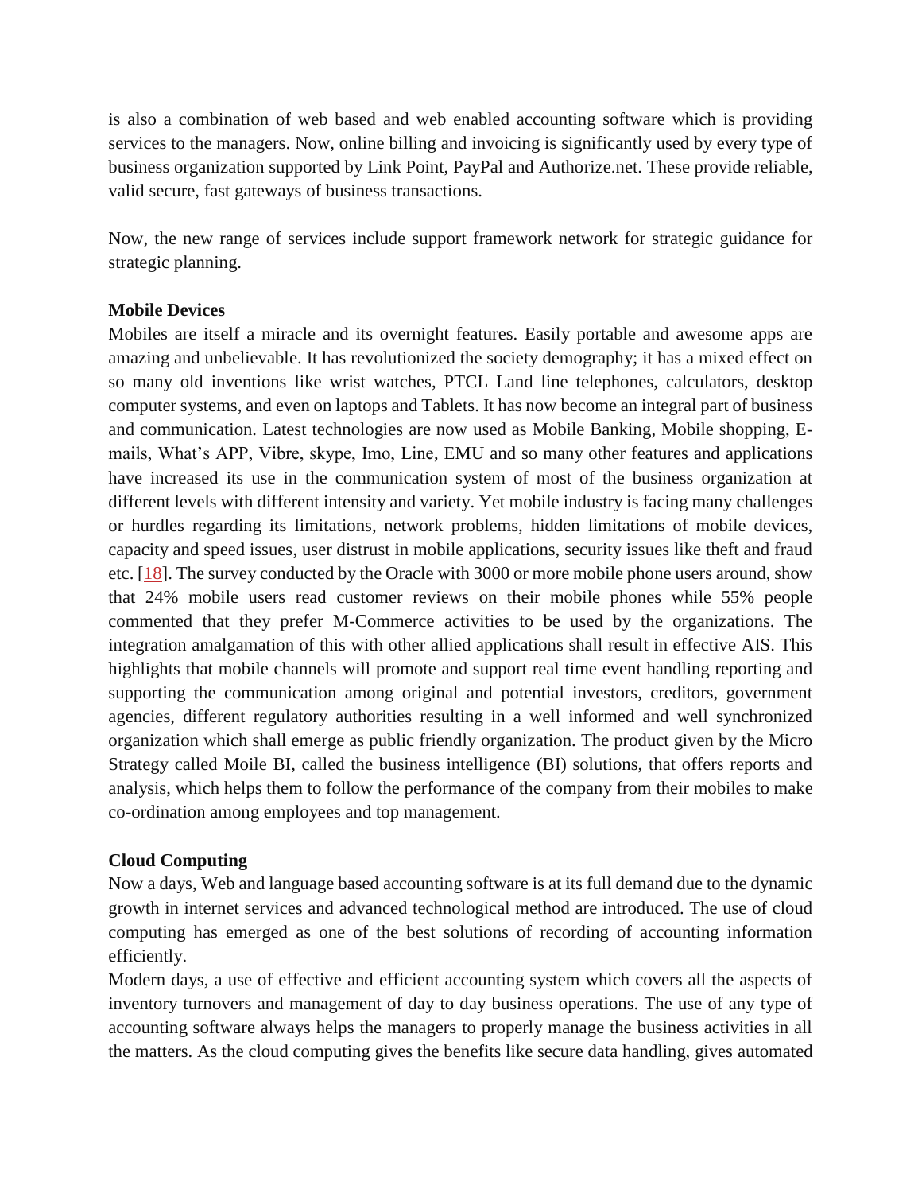is also a combination of web based and web enabled accounting software which is providing services to the managers. Now, online billing and invoicing is significantly used by every type of business organization supported by Link Point, PayPal and Authorize.net. These provide reliable, valid secure, fast gateways of business transactions.

Now, the new range of services include support framework network for strategic guidance for strategic planning.

**Mobile Devices**

Mobiles are itself a miracle and its overnight features. Easily portable and awesome apps are amazing and unbelievable. It has revolutionized the society demography; it has a mixed effect on so many old inventions like wrist watches, PTCL Land line telephones, calculators, desktop computer systems, and even on laptops and Tablets. It has now become an integral part of business and communication. Latest technologies are now used as Mobile Banking, Mobile shopping, E-mails, What's APP, Vibre, skype, Imo, Line, EMU and so many other features and applications have increased its use in the communication system of most of the business organization at different levels with different intensity and variety. Yet mobile industry is facing many challenges or hurdles regarding its limitations, network problems, hidden limitations of mobile devices, capacity and speed issues, user distrust in mobile applications, security issues like theft and fraud etc. [18]. The survey conducted by the Oracle with 3000 or more mobile phone users around, show that 24% mobile users read customer reviews on their mobile phones while 55% people commented that they prefer M-Commerce activities to be used by the organizations. The integration amalgamation of this with other allied applications shall result in effective AIS. This highlights that mobile channels will promote and support real time event handling reporting and supporting the communication among original and potential investors, creditors, government agencies, different regulatory authorities resulting in a well informed and well synchronized organization which shall emerge as public friendly organization. The product given by the Micro Strategy called Moile BI, called the business intelligence (BI) solutions, that offers reports and analysis, which helps them to follow the performance of the company from their mobiles to make co-ordination among employees and top management.

**Cloud Computing**

Now a days, Web and language based accounting software is at its full demand due to the dynamic growth in internet services and advanced technological method are introduced. The use of cloud computing has emerged as one of the best solutions of recording of accounting information efficiently.

Modern days, a use of effective and efficient accounting system which covers all the aspects of inventory turnovers and management of day to day business operations. The use of any type of accounting software always helps the managers to properly manage the business activities in all the matters. As the cloud computing gives the benefits like secure data handling, gives automated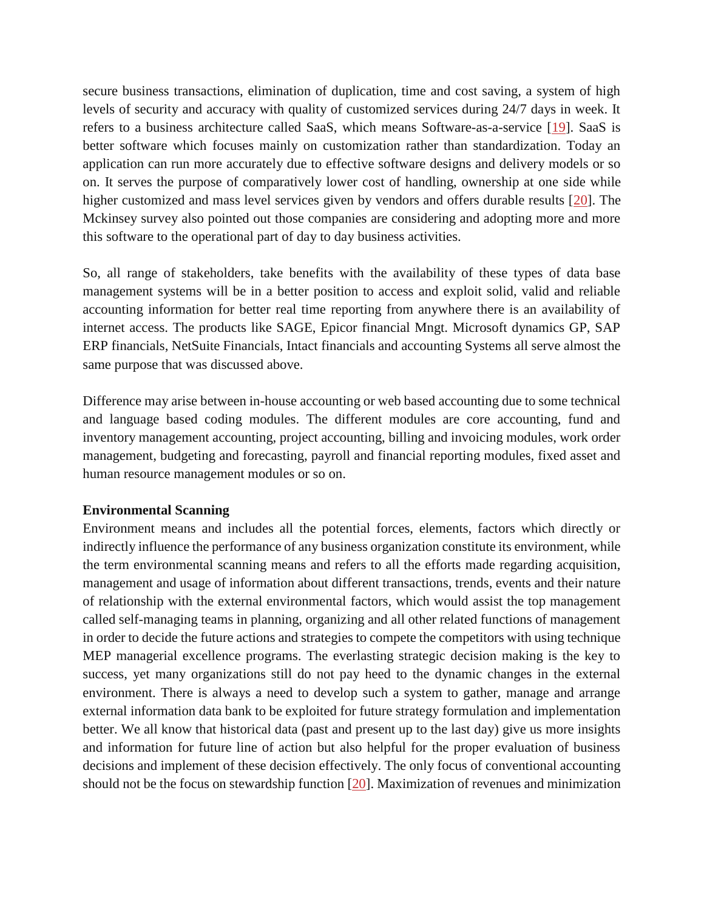secure business transactions, elimination of duplication, time and cost saving, a system of high levels of security and accuracy with quality of customized services during 24/7 days in week. It refers to a business architecture called SaaS, which means Software-as-a-service [19]. SaaS is better software which focuses mainly on customization rather than standardization. Today an application can run more accurately due to effective software designs and delivery models or so on. It serves the purpose of comparatively lower cost of handling, ownership at one side while higher customized and mass level services given by vendors and offers durable results [20]. The Mckinsey survey also pointed out those companies are considering and adopting more and more this software to the operational part of day to day business activities.

So, all range of stakeholders, take benefits with the availability of these types of data base management systems will be in a better position to access and exploit solid, valid and reliable accounting information for better real time reporting from anywhere there is an availability of internet access. The products like SAGE, Epicor financial Mngt. Microsoft dynamics GP, SAP ERP financials, NetSuite Financials, Intact financials and accounting Systems all serve almost the same purpose that was discussed above.

Difference may arise between in-house accounting or web based accounting due to some technical and language based coding modules. The different modules are core accounting, fund and inventory management accounting, project accounting, billing and invoicing modules, work order management, budgeting and forecasting, payroll and financial reporting modules, fixed asset and human resource management modules or so on.

**Environmental Scanning**

Environment means and includes all the potential forces, elements, factors which directly or indirectly influence the performance of any business organization constitute its environment, while the term environmental scanning means and refers to all the efforts made regarding acquisition, management and usage of information about different transactions, trends, events and their nature of relationship with the external environmental factors, which would assist the top management called self-managing teams in planning, organizing and all other related functions of management in order to decide the future actions and strategies to compete the competitors with using technique MEP managerial excellence programs. The everlasting strategic decision making is the key to success, yet many organizations still do not pay heed to the dynamic changes in the external environment. There is always a need to develop such a system to gather, manage and arrange external information data bank to be exploited for future strategy formulation and implementation better. We all know that historical data (past and present up to the last day) give us more insights and information for future line of action but also helpful for the proper evaluation of business decisions and implement of these decision effectively. The only focus of conventional accounting should not be the focus on stewardship function [20]. Maximization of revenues and minimization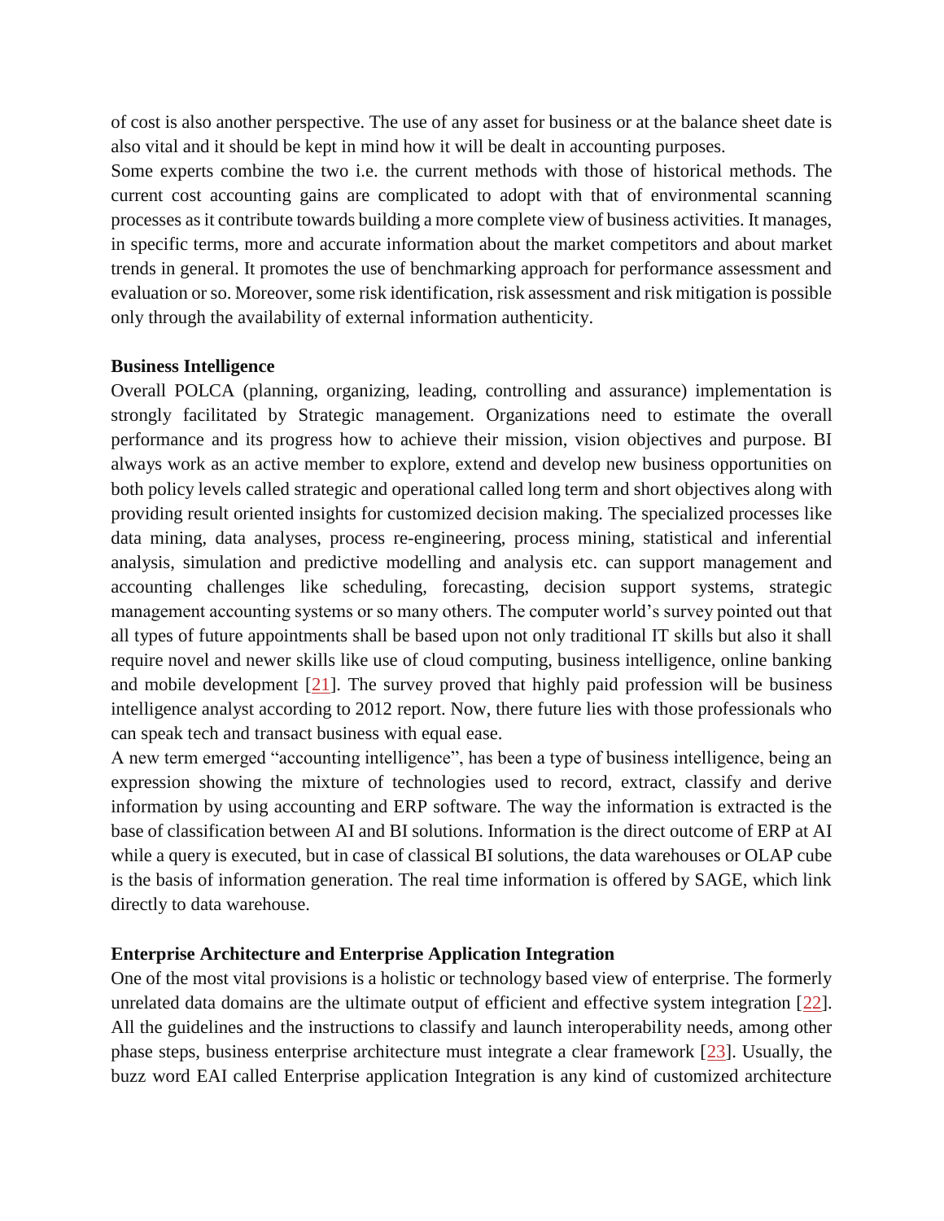of cost is also another perspective. The use of any asset for business or at the balance sheet date is also vital and it should be kept in mind how it will be dealt in accounting purposes.

Some experts combine the two i.e. the current methods with those of historical methods. The current cost accounting gains are complicated to adopt with that of environmental scanning processes as it contribute towards building a more complete view of business activities. It manages, in specific terms, more and accurate information about the market competitors and about market trends in general. It promotes the use of benchmarking approach for performance assessment and evaluation or so. Moreover, some risk identification, risk assessment and risk mitigation is possible only through the availability of external information authenticity.

**Business Intelligence**

Overall POLCA (planning, organizing, leading, controlling and assurance) implementation is strongly facilitated by Strategic management. Organizations need to estimate the overall performance and its progress how to achieve their mission, vision objectives and purpose. BI always work as an active member to explore, extend and develop new business opportunities on both policy levels called strategic and operational called long term and short objectives along with providing result oriented insights for customized decision making. The specialized processes like data mining, data analyses, process re-engineering, process mining, statistical and inferential analysis, simulation and predictive modelling and analysis etc. can support management and accounting challenges like scheduling, forecasting, decision support systems, strategic management accounting systems or so many others. The computer world's survey pointed out that all types of future appointments shall be based upon not only traditional IT skills but also it shall require novel and newer skills like use of cloud computing, business intelligence, online banking and mobile development [21]. The survey proved that highly paid profession will be business intelligence analyst according to 2012 report. Now, there future lies with those professionals who can speak tech and transact business with equal ease.

A new term emerged "accounting intelligence", has been a type of business intelligence, being an expression showing the mixture of technologies used to record, extract, classify and derive information by using accounting and ERP software. The way the information is extracted is the base of classification between AI and BI solutions. Information is the direct outcome of ERP at AI while a query is executed, but in case of classical BI solutions, the data warehouses or OLAP cube is the basis of information generation. The real time information is offered by SAGE, which link directly to data warehouse.

**Enterprise Architecture and Enterprise Application Integration**

One of the most vital provisions is a holistic or technology based view of enterprise. The formerly unrelated data domains are the ultimate output of efficient and effective system integration [22]. All the guidelines and the instructions to classify and launch interoperability needs, among other phase steps, business enterprise architecture must integrate a clear framework [23]. Usually, the buzz word EAI called Enterprise application Integration is any kind of customized architecture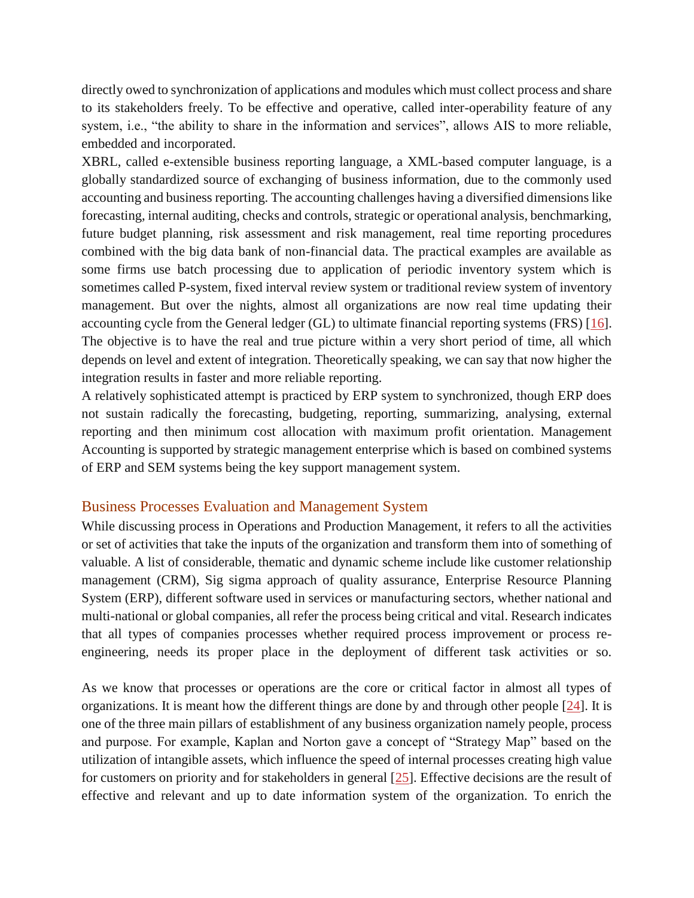directly owed to synchronization of applications and modules which must collect process and share to its stakeholders freely. To be effective and operative, called inter-operability feature of any system, i.e., "the ability to share in the information and services", allows AIS to more reliable, embedded and incorporated.

XBRL, called e-extensible business reporting language, a XML-based computer language, is a globally standardized source of exchanging of business information, due to the commonly used accounting and business reporting. The accounting challenges having a diversified dimensions like forecasting, internal auditing, checks and controls, strategic or operational analysis, benchmarking, future budget planning, risk assessment and risk management, real time reporting procedures combined with the big data bank of non-financial data. The practical examples are available as some firms use batch processing due to application of periodic inventory system which is sometimes called P-system, fixed interval review system or traditional review system of inventory management. But over the nights, almost all organizations are now real time updating their accounting cycle from the General ledger (GL) to ultimate financial reporting systems (FRS) [16]. The objective is to have the real and true picture within a very short period of time, all which depends on level and extent of integration. Theoretically speaking, we can say that now higher the integration results in faster and more reliable reporting.

A relatively sophisticated attempt is practiced by ERP system to synchronized, though ERP does not sustain radically the forecasting, budgeting, reporting, summarizing, analysing, external reporting and then minimum cost allocation with maximum profit orientation. Management Accounting is supported by strategic management enterprise which is based on combined systems of ERP and SEM systems being the key support management system.

## Business Processes Evaluation and Management System

While discussing process in Operations and Production Management, it refers to all the activities or set of activities that take the inputs of the organization and transform them into of something of valuable. A list of considerable, thematic and dynamic scheme include like customer relationship management (CRM), Sig sigma approach of quality assurance, Enterprise Resource Planning System (ERP), different software used in services or manufacturing sectors, whether national and multi-national or global companies, all refer the process being critical and vital. Research indicates that all types of companies processes whether required process improvement or process re-engineering, needs its proper place in the deployment of different task activities or so.

As we know that processes or operations are the core or critical factor in almost all types of organizations. It is meant how the different things are done by and through other people [24]. It is one of the three main pillars of establishment of any business organization namely people, process and purpose. For example, Kaplan and Norton gave a concept of "Strategy Map" based on the utilization of intangible assets, which influence the speed of internal processes creating high value for customers on priority and for stakeholders in general [25]. Effective decisions are the result of effective and relevant and up to date information system of the organization. To enrich the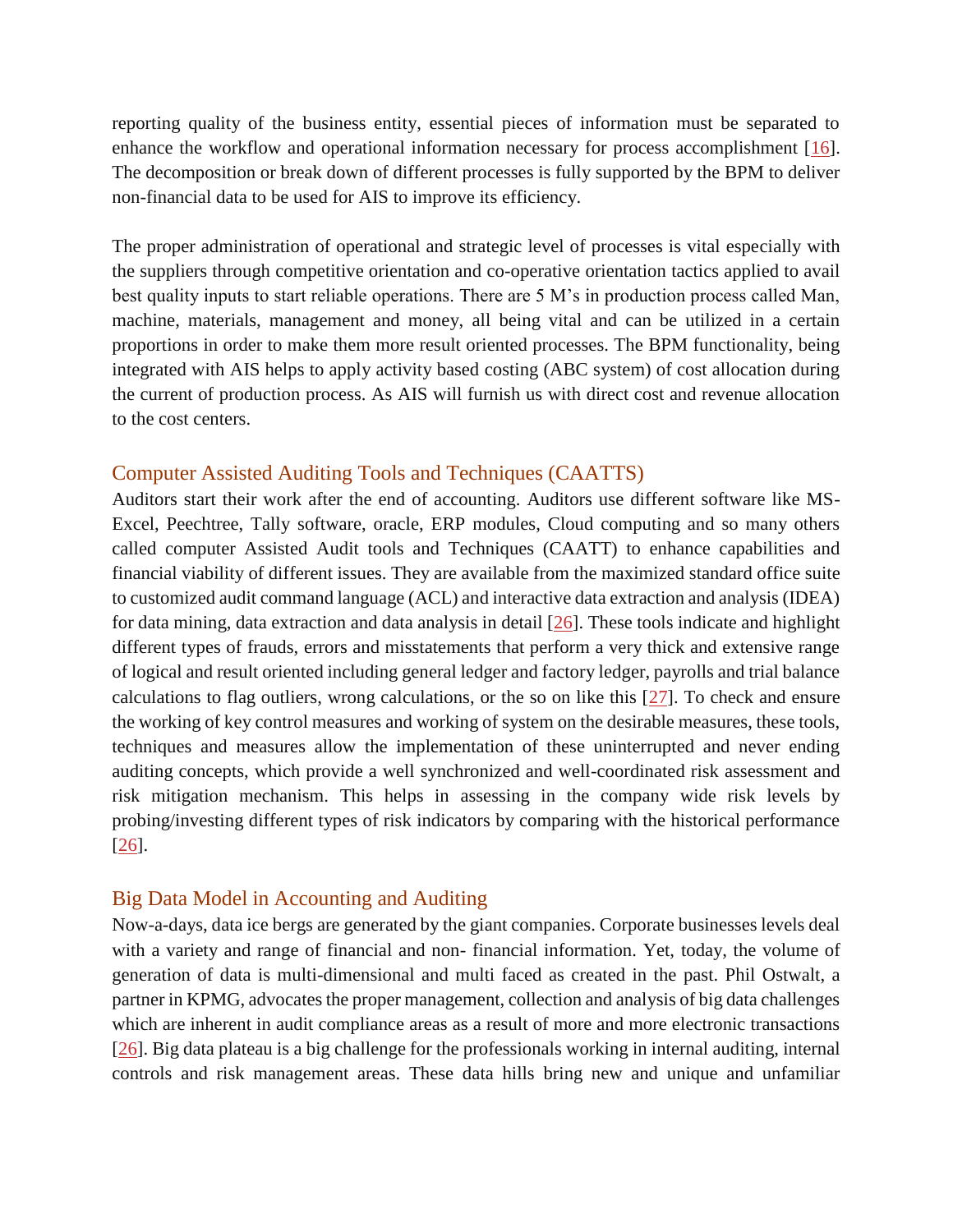reporting quality of the business entity, essential pieces of information must be separated to enhance the workflow and operational information necessary for process accomplishment [16]. The decomposition or break down of different processes is fully supported by the BPM to deliver non-financial data to be used for AIS to improve its efficiency.

The proper administration of operational and strategic level of processes is vital especially with the suppliers through competitive orientation and co-operative orientation tactics applied to avail best quality inputs to start reliable operations. There are 5 M's in production process called Man, machine, materials, management and money, all being vital and can be utilized in a certain proportions in order to make them more result oriented processes. The BPM functionality, being integrated with AIS helps to apply activity based costing (ABC system) of cost allocation during the current of production process. As AIS will furnish us with direct cost and revenue allocation to the cost centers.

## Computer Assisted Auditing Tools and Techniques (CAATTS)

Auditors start their work after the end of accounting. Auditors use different software like MS-Excel, Peechtree, Tally software, oracle, ERP modules, Cloud computing and so many others called computer Assisted Audit tools and Techniques (CAATT) to enhance capabilities and financial viability of different issues. They are available from the maximized standard office suite to customized audit command language (ACL) and interactive data extraction and analysis (IDEA) for data mining, data extraction and data analysis in detail [26]. These tools indicate and highlight different types of frauds, errors and misstatements that perform a very thick and extensive range of logical and result oriented including general ledger and factory ledger, payrolls and trial balance calculations to flag outliers, wrong calculations, or the so on like this [27]. To check and ensure the working of key control measures and working of system on the desirable measures, these tools, techniques and measures allow the implementation of these uninterrupted and never ending auditing concepts, which provide a well synchronized and well-coordinated risk assessment and risk mitigation mechanism. This helps in assessing in the company wide risk levels by probing/investing different types of risk indicators by comparing with the historical performance [26].

## Big Data Model in Accounting and Auditing

Now-a-days, data ice bergs are generated by the giant companies. Corporate businesses levels deal with a variety and range of financial and non- financial information. Yet, today, the volume of generation of data is multi-dimensional and multi faced as created in the past. Phil Ostwalt, a partner in KPMG, advocates the proper management, collection and analysis of big data challenges which are inherent in audit compliance areas as a result of more and more electronic transactions [26]. Big data plateau is a big challenge for the professionals working in internal auditing, internal controls and risk management areas. These data hills bring new and unique and unfamiliar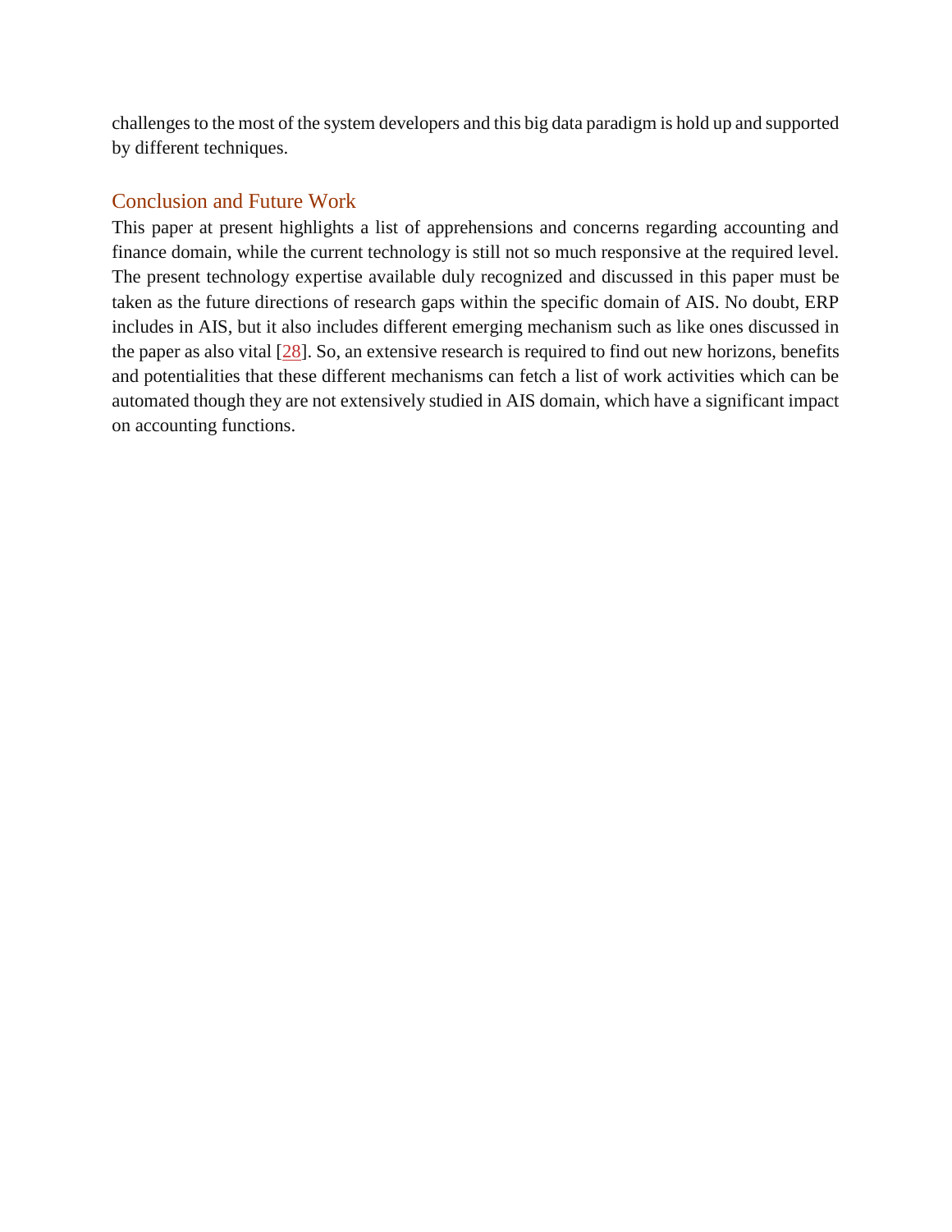challenges to the most of the system developers and this big data paradigm is hold up and supported by different techniques.

## Conclusion and Future Work

This paper at present highlights a list of apprehensions and concerns regarding accounting and finance domain, while the current technology is still not so much responsive at the required level. The present technology expertise available duly recognized and discussed in this paper must be taken as the future directions of research gaps within the specific domain of AIS. No doubt, ERP includes in AIS, but it also includes different emerging mechanism such as like ones discussed in the paper as also vital [28]. So, an extensive research is required to find out new horizons, benefits and potentialities that these different mechanisms can fetch a list of work activities which can be automated though they are not extensively studied in AIS domain, which have a significant impact on accounting functions.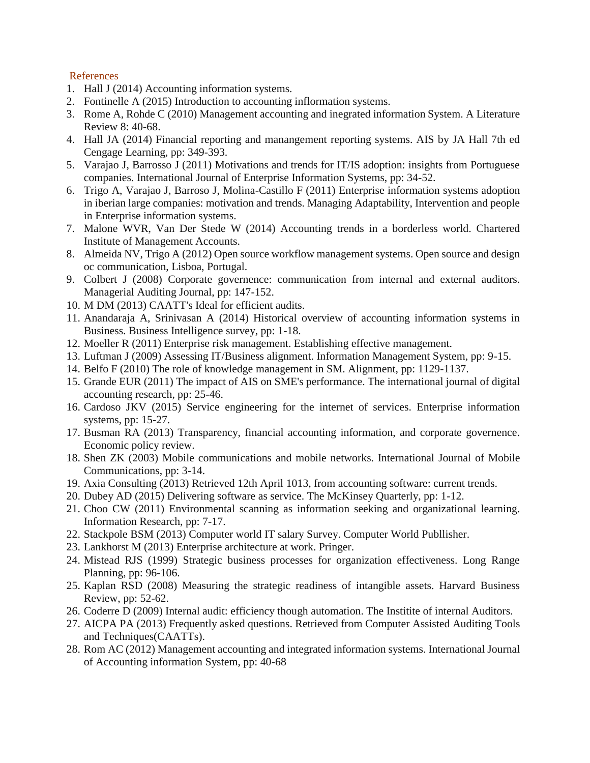## References

1. Hall J (2014) Accounting information systems.
2. Fontinelle A (2015) Introduction to accounting inflormation systems.
3. Rome A, Rohde C (2010) Management accounting and inegrated information System. A Literature Review 8: 40-68.
4. Hall JA (2014) Financial reporting and manangement reporting systems. AIS by JA Hall 7th ed Cengage Learning, pp: 349-393.
5. Varajao J, Barrosso J (2011) Motivations and trends for IT/IS adoption: insights from Portuguese companies. International Journal of Enterprise Information Systems, pp: 34-52.
6. Trigo A, Varajao J, Barroso J, Molina-Castillo F (2011) Enterprise information systems adoption in iberian large companies: motivation and trends. Managing Adaptability, Intervention and people in Enterprise information systems.
7. Malone WVR, Van Der Stede W (2014) Accounting trends in a borderless world. Chartered Institute of Management Accounts.
8. Almeida NV, Trigo A (2012) Open source workflow management systems. Open source and design oc communication, Lisboa, Portugal.
9. Colbert J (2008) Corporate governence: communication from internal and external auditors. Managerial Auditing Journal, pp: 147-152.
10. M DM (2013) CAATT's Ideal for efficient audits.
11. Anandaraja A, Srinivasan A (2014) Historical overview of accounting information systems in Business. Business Intelligence survey, pp: 1-18.
12. Moeller R (2011) Enterprise risk management. Establishing effective management.
13. Luftman J (2009) Assessing IT/Business alignment. Information Management System, pp: 9-15.
14. Belfo F (2010) The role of knowledge management in SM. Alignment, pp: 1129-1137.
15. Grande EUR (2011) The impact of AIS on SME's performance. The international journal of digital accounting research, pp: 25-46.
16. Cardoso JKV (2015) Service engineering for the internet of services. Enterprise information systems, pp: 15-27.
17. Busman RA (2013) Transparency, financial accounting information, and corporate governence. Economic policy review.
18. Shen ZK (2003) Mobile communications and mobile networks. International Journal of Mobile Communications, pp: 3-14.
19. Axia Consulting (2013) Retrieved 12th April 1013, from accounting software: current trends.
20. Dubey AD (2015) Delivering software as service. The McKinsey Quarterly, pp: 1-12.
21. Choo CW (2011) Environmental scanning as information seeking and organizational learning. Information Research, pp: 7-17.
22. Stackpole BSM (2013) Computer world IT salary Survey. Computer World Publlisher.
23. Lankhorst M (2013) Enterprise architecture at work. Pringer.
24. Mistead RJS (1999) Strategic business processes for organization effectiveness. Long Range Planning, pp: 96-106.
25. Kaplan RSD (2008) Measuring the strategic readiness of intangible assets. Harvard Business Review, pp: 52-62.
26. Coderre D (2009) Internal audit: efficiency though automation. The Institite of internal Auditors.
27. AICPA PA (2013) Frequently asked questions. Retrieved from Computer Assisted Auditing Tools and Techniques(CAATTs).
28. Rom AC (2012) Management accounting and integrated information systems. International Journal of Accounting information System, pp: 40-68